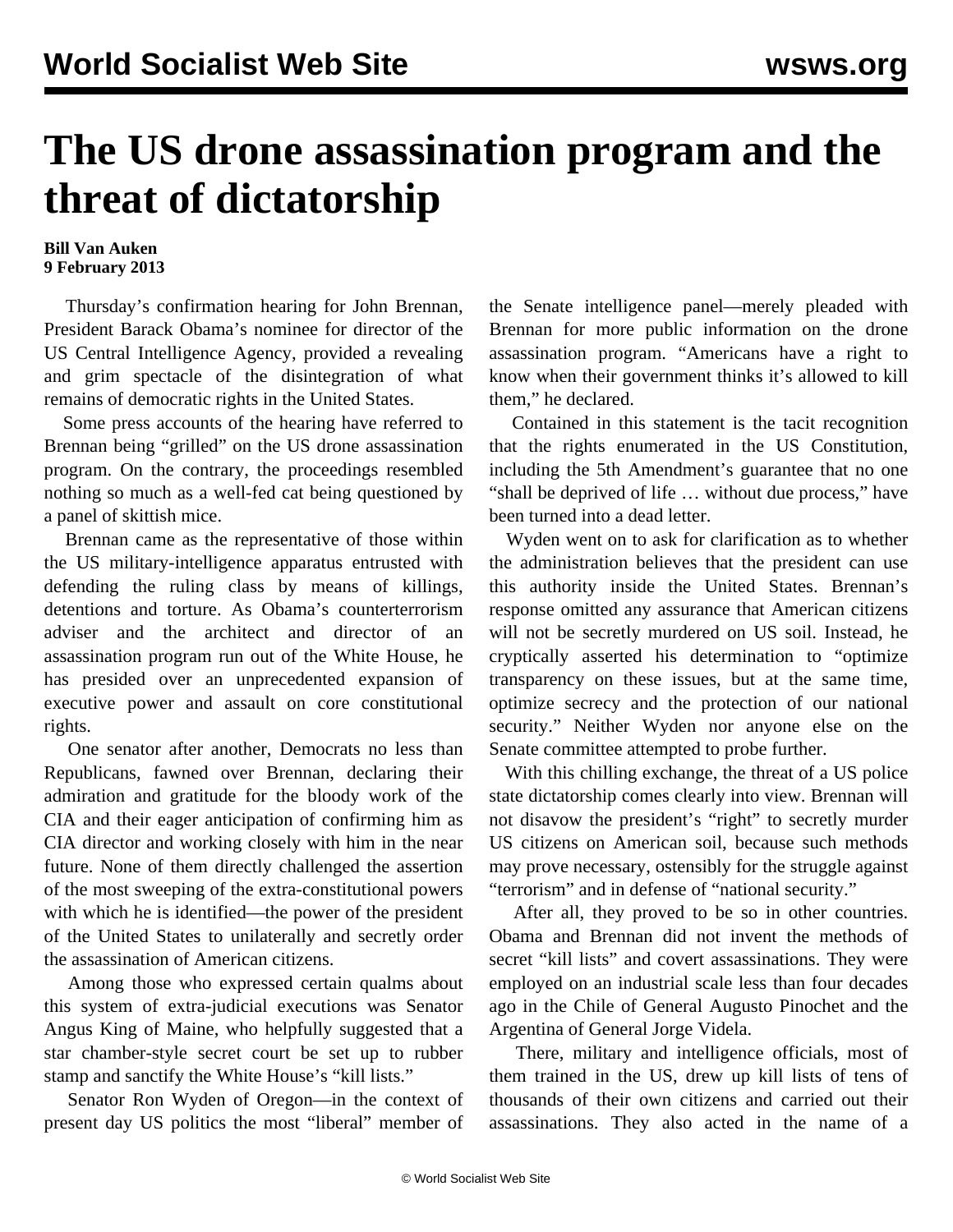# The US drone assassination program and the threat of dictatorship

**Bill Van Auken**
**9 February 2013**

Thursday's confirmation hearing for John Brennan, President Barack Obama's nominee for director of the US Central Intelligence Agency, provided a revealing and grim spectacle of the disintegration of what remains of democratic rights in the United States.

Some press accounts of the hearing have referred to Brennan being "grilled" on the US drone assassination program. On the contrary, the proceedings resembled nothing so much as a well-fed cat being questioned by a panel of skittish mice.

Brennan came as the representative of those within the US military-intelligence apparatus entrusted with defending the ruling class by means of killings, detentions and torture. As Obama's counterterrorism adviser and the architect and director of an assassination program run out of the White House, he has presided over an unprecedented expansion of executive power and assault on core constitutional rights.

One senator after another, Democrats no less than Republicans, fawned over Brennan, declaring their admiration and gratitude for the bloody work of the CIA and their eager anticipation of confirming him as CIA director and working closely with him in the near future. None of them directly challenged the assertion of the most sweeping of the extra-constitutional powers with which he is identified—the power of the president of the United States to unilaterally and secretly order the assassination of American citizens.

Among those who expressed certain qualms about this system of extra-judicial executions was Senator Angus King of Maine, who helpfully suggested that a star chamber-style secret court be set up to rubber stamp and sanctify the White House's "kill lists."

Senator Ron Wyden of Oregon—in the context of present day US politics the most "liberal" member of the Senate intelligence panel—merely pleaded with Brennan for more public information on the drone assassination program. "Americans have a right to know when their government thinks it's allowed to kill them," he declared.

Contained in this statement is the tacit recognition that the rights enumerated in the US Constitution, including the 5th Amendment's guarantee that no one "shall be deprived of life … without due process," have been turned into a dead letter.

Wyden went on to ask for clarification as to whether the administration believes that the president can use this authority inside the United States. Brennan's response omitted any assurance that American citizens will not be secretly murdered on US soil. Instead, he cryptically asserted his determination to "optimize transparency on these issues, but at the same time, optimize secrecy and the protection of our national security." Neither Wyden nor anyone else on the Senate committee attempted to probe further.

With this chilling exchange, the threat of a US police state dictatorship comes clearly into view. Brennan will not disavow the president's "right" to secretly murder US citizens on American soil, because such methods may prove necessary, ostensibly for the struggle against "terrorism" and in defense of "national security."

After all, they proved to be so in other countries. Obama and Brennan did not invent the methods of secret "kill lists" and covert assassinations. They were employed on an industrial scale less than four decades ago in the Chile of General Augusto Pinochet and the Argentina of General Jorge Videla.

There, military and intelligence officials, most of them trained in the US, drew up kill lists of tens of thousands of their own citizens and carried out their assassinations. They also acted in the name of a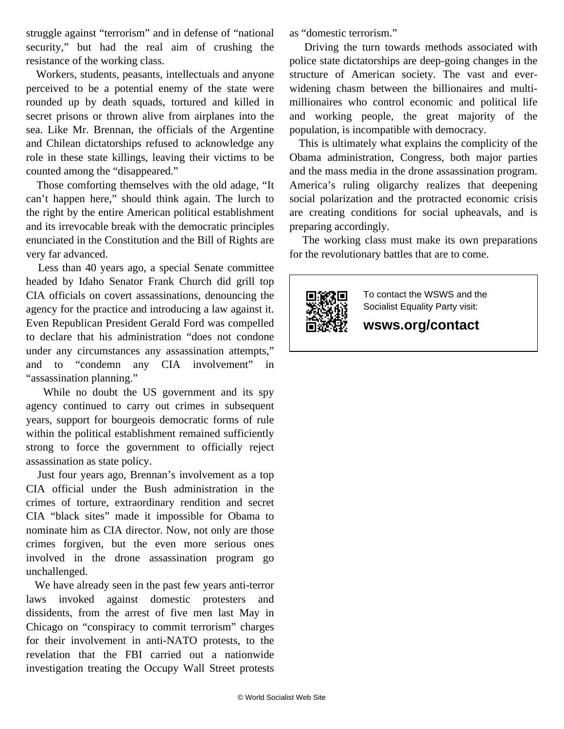struggle against "terrorism" and in defense of "national security," but had the real aim of crushing the resistance of the working class.

Workers, students, peasants, intellectuals and anyone perceived to be a potential enemy of the state were rounded up by death squads, tortured and killed in secret prisons or thrown alive from airplanes into the sea. Like Mr. Brennan, the officials of the Argentine and Chilean dictatorships refused to acknowledge any role in these state killings, leaving their victims to be counted among the "disappeared."

Those comforting themselves with the old adage, "It can't happen here," should think again. The lurch to the right by the entire American political establishment and its irrevocable break with the democratic principles enunciated in the Constitution and the Bill of Rights are very far advanced.

Less than 40 years ago, a special Senate committee headed by Idaho Senator Frank Church did grill top CIA officials on covert assassinations, denouncing the agency for the practice and introducing a law against it. Even Republican President Gerald Ford was compelled to declare that his administration "does not condone under any circumstances any assassination attempts," and to "condemn any CIA involvement" in "assassination planning."

While no doubt the US government and its spy agency continued to carry out crimes in subsequent years, support for bourgeois democratic forms of rule within the political establishment remained sufficiently strong to force the government to officially reject assassination as state policy.

Just four years ago, Brennan's involvement as a top CIA official under the Bush administration in the crimes of torture, extraordinary rendition and secret CIA "black sites" made it impossible for Obama to nominate him as CIA director. Now, not only are those crimes forgiven, but the even more serious ones involved in the drone assassination program go unchallenged.

We have already seen in the past few years anti-terror laws invoked against domestic protesters and dissidents, from the arrest of five men last May in Chicago on "conspiracy to commit terrorism" charges for their involvement in anti-NATO protests, to the revelation that the FBI carried out a nationwide investigation treating the Occupy Wall Street protests as "domestic terrorism."

Driving the turn towards methods associated with police state dictatorships are deep-going changes in the structure of American society. The vast and ever-widening chasm between the billionaires and multi-millionaires who control economic and political life and working people, the great majority of the population, is incompatible with democracy.

This is ultimately what explains the complicity of the Obama administration, Congress, both major parties and the mass media in the drone assassination program. America's ruling oligarchy realizes that deepening social polarization and the protracted economic crisis are creating conditions for social upheavals, and is preparing accordingly.

The working class must make its own preparations for the revolutionary battles that are to come.

To contact the WSWS and the Socialist Equality Party visit:

**wsws.org/contact**